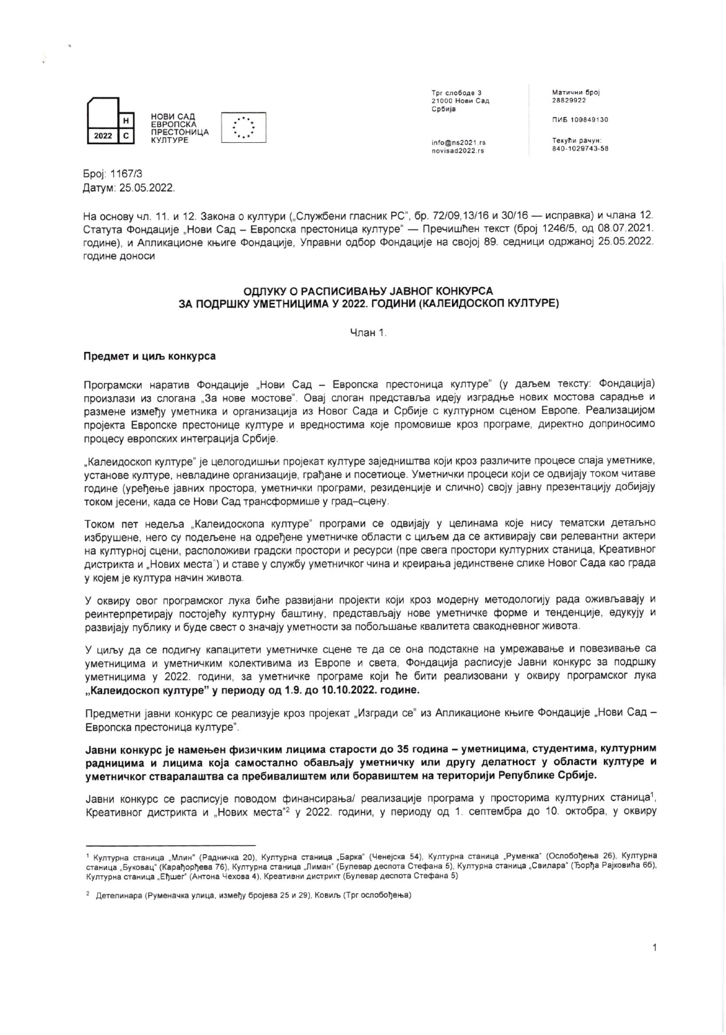НОВИ САД ЕВРОПСКА ПРЕСТОНИЦА КУЛТУРЕ

Трг слободе 3
21000 Нови Сад
Србија

info@ns2021.rs
novisad2022.rs

Матични број
28829922

ПИБ 109849130

Текући рачун:
840-1029743-58

Број: 1167/3
Датум: 25.05.2022.

На основу чл. 11. и 12. Закона о култури („Службени гласник РС", бр. 72/09,13/16 и 30/16 — исправка) и члана 12. Статута Фондације „Нови Сад – Европска престоница културе" — Пречишћен текст (број 1246/5, од 08.07.2021. године), и Апликационе књиге Фондације, Управни одбор Фондације на својој 89. седници одржаној 25.05.2022. године доноси

**ОДЛУКУ О РАСПИСИВАЊУ ЈАВНОГ КОНКУРСА ЗА ПОДРШКУ УМЕТНИЦИМА У 2022. ГОДИНИ (КАЛЕИДОСКОП КУЛТУРЕ)**

Члан 1.

**Предмет и циљ конкурса**

Програмски наратив Фондације „Нови Сад – Европска престоница културе" (у даљем тексту: Фондација) произлази из слогана „За нове мостове". Овај слоган представља идеју изградње нових мостова сарадње и размене између уметника и организација из Новог Сада и Србије с културном сценом Европе. Реализацијом пројекта Европске престонице културе и вредностима које промовише кроз програме, директно доприносимо процесу европских интеграција Србије.

„Калеидоскоп културе" је целогодишњи пројекат културе заједништва који кроз различите процесе спаја уметнике, установе културе, невладине организације, грађане и посетиоце. Уметнички процеси који се одвијају током читаве године (уређење јавних простора, уметнички програми, резиденције и слично) своју јавну презентацију добијају током јесени, када се Нови Сад трансформише у град–сцену.

Током пет недеља „Калеидоскопа културе" програми се одвијају у целинама које нису тематски детаљно избрушене, него су подељене на одређене уметничке области с циљем да се активирају сви релевантни актери на културној сцени, расположиви градски простори и ресурси (пре свега простори културних станица, Креативног дистрикта и „Нових места") и ставе у службу уметничког чина и креирања јединствене слике Новог Сада као града у којем је култура начин живота.

У оквиру овог програмског лука биће развијани пројекти који кроз модерну методологију рада оживљавају и реинтерпретирају постојећу културну баштину, представљају нове уметничке форме и тенденције, едукују и развијају публику и буде свест о значају уметности за побољшање квалитета свакодневног живота.

У циљу да се подигну капацитети уметничке сцене те да се она подстакне на умрежавање и повезивање са уметницима и уметничким колективима из Европе и света, Фондација расписује Јавни конкурс за подршку уметницима у 2022. години, за уметничке програме који ће бити реализовани у оквиру програмског лука **„Калеидоскоп културе" у периоду од 1.9. до 10.10.2022. године.**

Предметни јавни конкурс се реализује кроз пројекат „Изгради се" из Апликационе књиге Фондације „Нови Сад – Европска престоница културе".

**Јавни конкурс је намењен физичким лицима старости до 35 година – уметницима, студентима, културним радницима и лицима која самостално обављају уметничку или другу делатност у области културе и уметничког стваралаштва са пребивалиштем или боравиштем на територији Републике Србије.**

Јавни конкурс се расписује поводом финансирања/ реализације програма у просторима културних станица[1], Креативног дистрикта и „Нових места"[2] у 2022. години, у периоду од 1. септембра до 10. октобра, у оквиру

[1] Културна станица „Млин" (Раднички 20), Културна станица „Барка" (Ченејска 54), Културна станица „Руменка" (Ослобођења 26), Културна станица „Буковац" (Карађорђева 76), Културна станица „Лиман" (Булевар деспота Стефана 5), Културна станица „Свилара" (Ђорђа Рајковића 6б), Културна станица „Ећшег" (Антона Чехова 4), Креативни дистрикт (Булевар деспота Стефана 5)

[2] Детелинара (Руменачка улица, између бројева 25 и 29), Ковиљ (Трг ослобођења)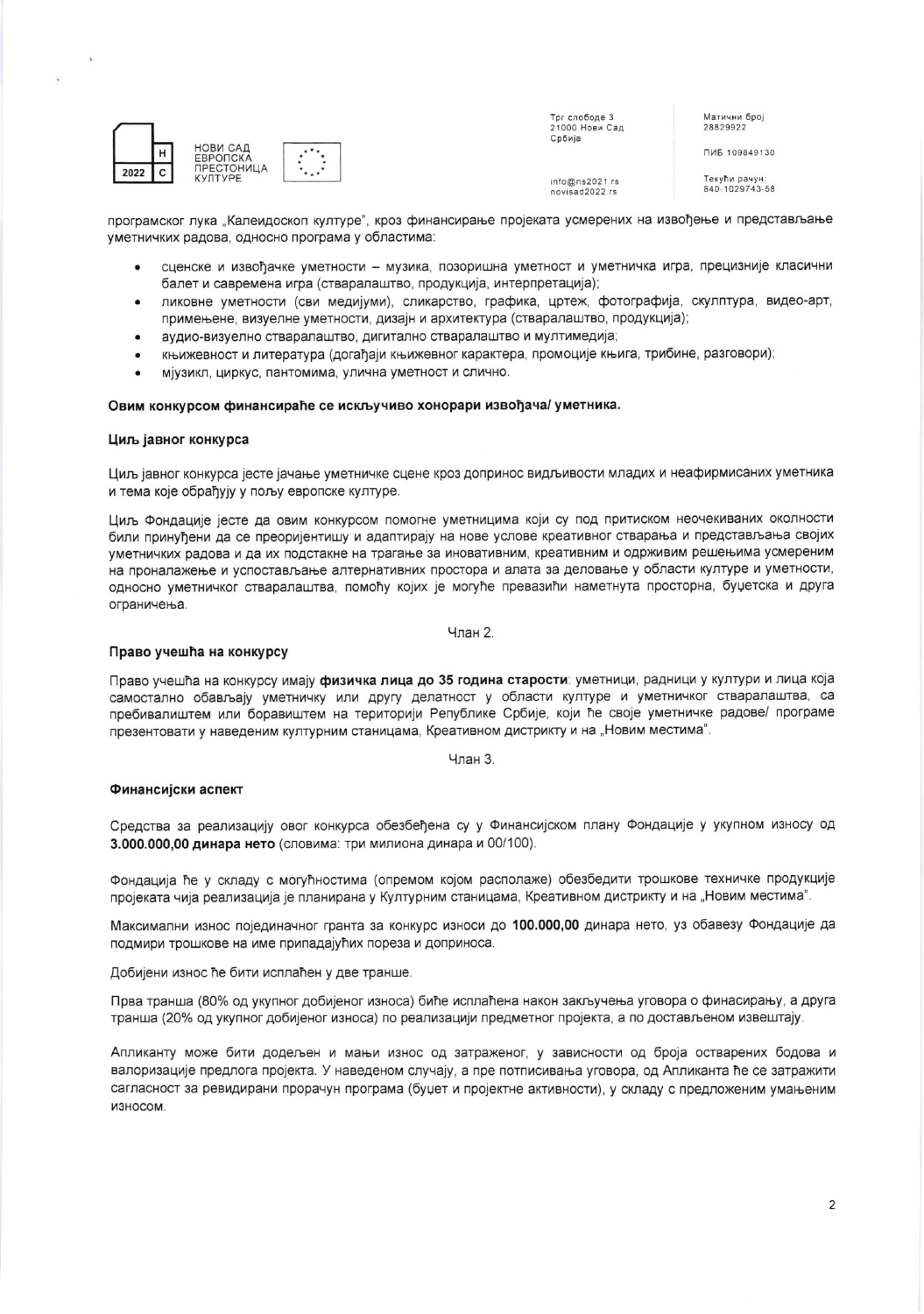програмског лука „Калеидоскоп културе", кроз финансирање пројеката усмерених на извођење и представљање уметничких радова, односно програма у областима:

- сценске и извођачке уметности – музика, позоришна уметност и уметничка игра, прецизније класични балет и савремена игра (стваралаштво, продукција, интерпретација);
- ликовне уметности (сви медијуми), сликарство, графика, цртеж, фотографија, скулптура, видео-арт, примењене, визуелне уметности, дизајн и архитектура (стваралаштво, продукција);
- аудио-визуелно стваралаштво, дигитално стваралаштво и мултимедија;
- књижевност и литература (догађаји књижевног карактера, промоције књига, трибине, разговори);
- мјузикл, циркус, пантомима, улична уметност и слично.

**Овим конкурсом финансираће се искључиво хонорари извођача/ уметника.**

**Циљ јавног конкурса**

Циљ јавног конкурса јесте јачање уметничке сцене кроз допринос видљивости младих и неафирмисаних уметника и тема које обрађују у пољу европске културе.

Циљ Фондације јесте да овим конкурсом помогне уметницима који су под притиском неочекиваних околности били принуђени да се преоријентишу и адаптирају на нове услове креативног стварања и представљања својих уметничких радова и да их подстакне на трагање за иновативним, креативним и одрживим решењима усмереним на проналажење и успостављање алтернативних простора и алата за деловање у области културе и уметности, односно уметничког стваралаштва, помоћу којих је могуће превазићи наметнута просторна, буџетска и друга ограничења.

Члан 2.

**Право учешћа на конкурсу**

Право учешћа на конкурсу имају **физичка лица до 35 година старости**: уметници, радници у култури и лица која самостално обављају уметничку или другу делатност у области културе и уметничког стваралаштва, са пребивалиштем или боравиштем на територији Републике Србије, који ће своје уметничке радове/ програме презентовати у наведеним културним станицама, Креативном дистрикту и на „Новим местима".

Члан 3.

**Финансијски аспект**

Средства за реализацију овог конкурса обезбеђена су у Финансијском плану Фондације у укупном износу од **3.000.000,00 динара нето** (словима: три милиона динара и 00/100).

Фондација ће у складу с могућностима (опремом којом располаже) обезбедити трошкове техничке продукције пројеката чија реализација је планирана у Културним станицама, Креативном дистрикту и на „Новим местима".

Максимални износ појединачног гранта за конкурс износи до **100.000,00** динара нето, уз обавезу Фондације да подмири трошкове на име припадајућих пореза и доприноса.

Добијени износ ће бити исплаћен у две транше.

Прва транша (80% од укупног добијеног износа) биће исплаћена након закључења уговора о финасирању, а друга транша (20% од укупног добијеног износа) по реализацији предметног пројекта, а по достављеном извештају.

Апликанту може бити додељен и мањи износ од затраженог, у зависности од броја остварених бодова и валоризације предлога пројекта. У наведеном случају, а пре потписивања уговора, од Апликанта ће се затражити сагласност за ревидирани прорачун програма (буџет и пројектне активности), у складу с предложеним умањеним износом.